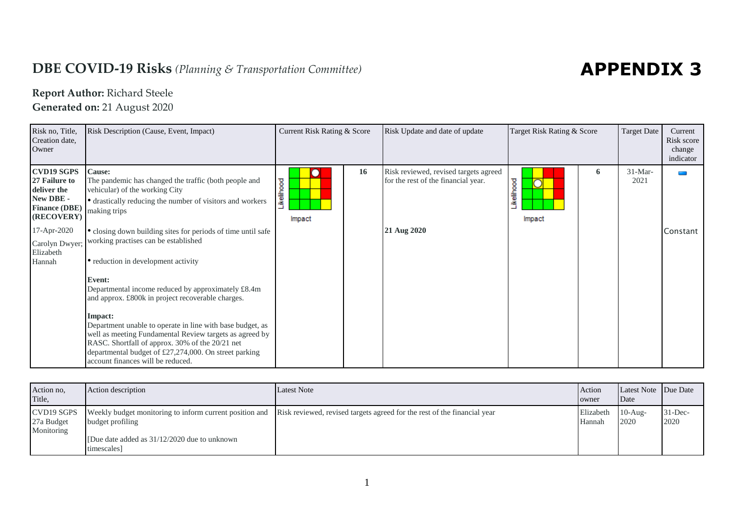# DBE COVID-19 Risks *(Planning & Transportation Committee)*

# APPENDIX 3

**Report Author:** Richard Steele

**Generated on:** 21 August 2020

| Risk no, Title, Creation date, Owner | Risk Description (Cause, Event, Impact) | Current Risk Rating & Score | | Risk Update and date of update | Target Risk Rating & Score | | Target Date | Current Risk score change indicator |
|---|---|---|---|---|---|---|---|---|
| **CVD19 SGPS 27 Failure to deliver the New DBE - Finance (DBE) (RECOVERY)**<br>17-Apr-2020<br>Carolyn Dwyer; Elizabeth Hannah | **Cause:**<br>The pandemic has changed the traffic (both people and vehicular) of the working City<br>• drastically reducing the number of visitors and workers making trips<br>• closing down building sites for periods of time until safe working practises can be established<br>• reduction in development activity<br>**Event:**<br>Departmental income reduced by approximately £8.4m and approx. £800k in project recoverable charges.<br>**Impact:**<br>Department unable to operate in line with base budget, as well as meeting Fundamental Review targets as agreed by RASC. Shortfall of approx. 30% of the 20/21 net departmental budget of £27,274,000. On street parking account finances will be reduced. | Likelihood / Impact | 16 | Risk reviewed, revised targets agreed for the rest of the financial year.<br>**21 Aug 2020** | Likelihood / Impact | 6 | 31-Mar-2021 | Constant |

| Action no, Title, | Action description | Latest Note | Action owner | Latest Note Date | Due Date |
|---|---|---|---|---|---|
| CVD19 SGPS 27a Budget Monitoring | Weekly budget monitoring to inform current position and budget profiling<br>[Due date added as 31/12/2020 due to unknown timescales] | Risk reviewed, revised targets agreed for the rest of the financial year | Elizabeth Hannah | 10-Aug-2020 | 31-Dec-2020 |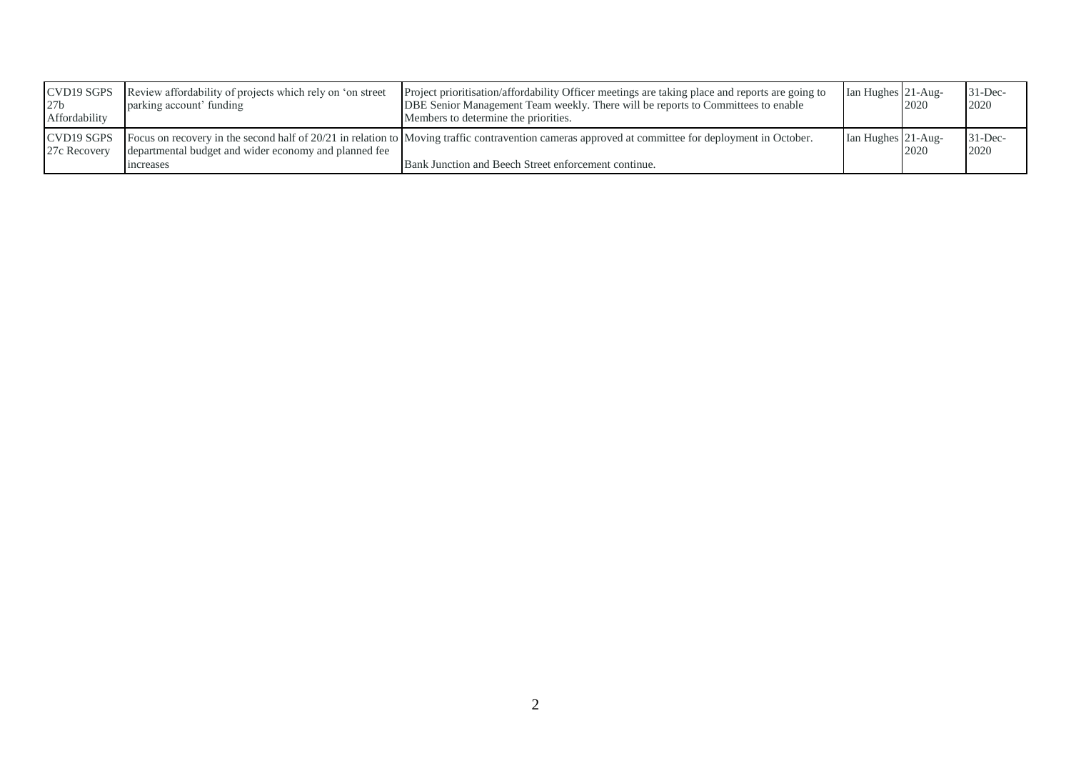| CVD19 SGPS 27b Affordability | Review affordability of projects which rely on 'on street parking account' funding | Project prioritisation/affordability Officer meetings are taking place and reports are going to DBE Senior Management Team weekly. There will be reports to Committees to enable Members to determine the priorities. | Ian Hughes | 21-Aug-2020 | 31-Dec-2020 |
|---|---|---|---|---|---|
| CVD19 SGPS 27c Recovery | Focus on recovery in the second half of 20/21 in relation to departmental budget and wider economy and planned fee increases | Moving traffic contravention cameras approved at committee for deployment in October.<br><br>Bank Junction and Beech Street enforcement continue. | Ian Hughes | 21-Aug-2020 | 31-Dec-2020 |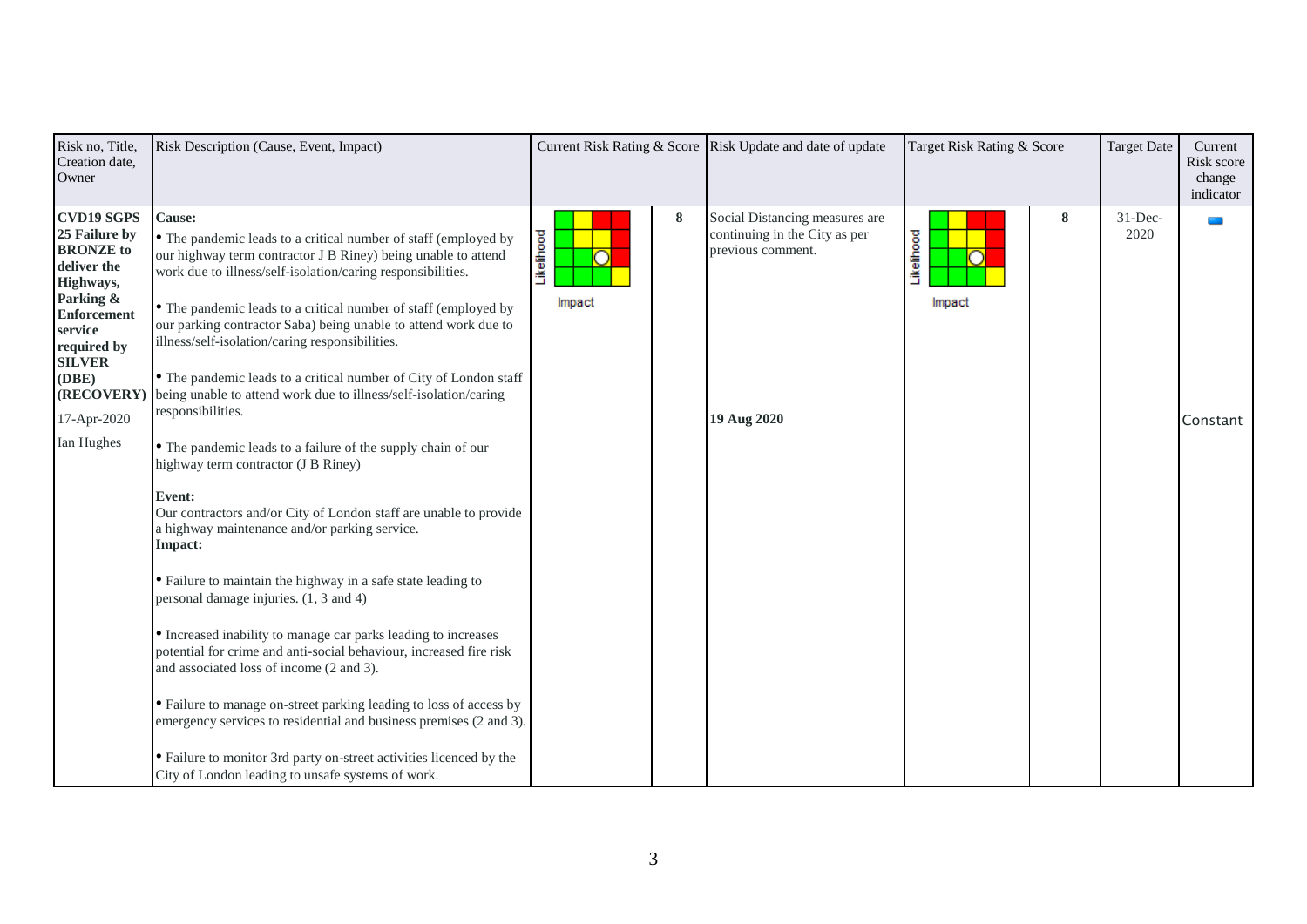| Risk no, Title, Creation date, Owner | Risk Description (Cause, Event, Impact) | Current Risk Rating & Score | | Risk Update and date of update | Target Risk Rating & Score | | Target Date | Current Risk score change indicator |
|---|---|---|---|---|---|---|---|---|
| **CVD19 SGPS 25 Failure by BRONZE to deliver the Highways, Parking & Enforcement service required by SILVER (DBE) (RECOVERY)**<br><br>17-Apr-2020<br><br>Ian Hughes | **Cause:**<br>• The pandemic leads to a critical number of staff (employed by our highway term contractor J B Riney) being unable to attend work due to illness/self-isolation/caring responsibilities.<br><br>• The pandemic leads to a critical number of staff (employed by our parking contractor Saba) being unable to attend work due to illness/self-isolation/caring responsibilities.<br><br>• The pandemic leads to a critical number of City of London staff being unable to attend work due to illness/self-isolation/caring responsibilities.<br><br>• The pandemic leads to a failure of the supply chain of our highway term contractor (J B Riney)<br><br>**Event:**<br>Our contractors and/or City of London staff are unable to provide a highway maintenance and/or parking service.<br>**Impact:**<br><br>• Failure to maintain the highway in a safe state leading to personal damage injuries. (1, 3 and 4)<br><br>• Increased inability to manage car parks leading to increases potential for crime and anti-social behaviour, increased fire risk and associated loss of income (2 and 3).<br><br>• Failure to manage on-street parking leading to loss of access by emergency services to residential and business premises (2 and 3).<br><br>• Failure to monitor 3rd party on-street activities licenced by the City of London leading to unsafe systems of work. | Likelihood / Impact | 8 | Social Distancing measures are continuing in the City as per previous comment.<br><br>**19 Aug 2020** | Likelihood / Impact | 8 | 31-Dec-2020 | Constant |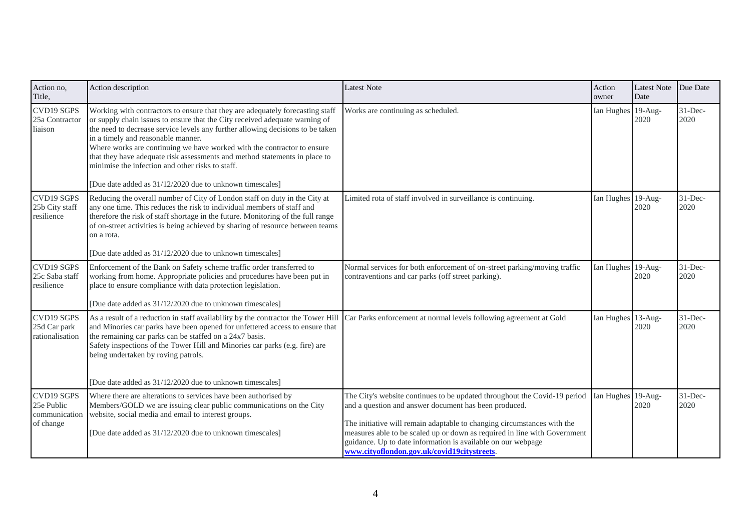| Action no, Title, | Action description | Latest Note | Action owner | Latest Note Date | Due Date |
|---|---|---|---|---|---|
| CVD19 SGPS 25a Contractor liaison | Working with contractors to ensure that they are adequately forecasting staff or supply chain issues to ensure that the City received adequate warning of the need to decrease service levels any further allowing decisions to be taken in a timely and reasonable manner.<br>Where works are continuing we have worked with the contractor to ensure that they have adequate risk assessments and method statements in place to minimise the infection and other risks to staff.<br><br>[Due date added as 31/12/2020 due to unknown timescales] | Works are continuing as scheduled. | Ian Hughes | 19-Aug-2020 | 31-Dec-2020 |
| CVD19 SGPS 25b City staff resilience | Reducing the overall number of City of London staff on duty in the City at any one time. This reduces the risk to individual members of staff and therefore the risk of staff shortage in the future. Monitoring of the full range of on-street activities is being achieved by sharing of resource between teams on a rota.<br><br>[Due date added as 31/12/2020 due to unknown timescales] | Limited rota of staff involved in surveillance is continuing. | Ian Hughes | 19-Aug-2020 | 31-Dec-2020 |
| CVD19 SGPS 25c Saba staff resilience | Enforcement of the Bank on Safety scheme traffic order transferred to working from home. Appropriate policies and procedures have been put in place to ensure compliance with data protection legislation.<br><br>[Due date added as 31/12/2020 due to unknown timescales] | Normal services for both enforcement of on-street parking/moving traffic contraventions and car parks (off street parking). | Ian Hughes | 19-Aug-2020 | 31-Dec-2020 |
| CVD19 SGPS 25d Car park rationalisation | As a result of a reduction in staff availability by the contractor the Tower Hill and Minories car parks have been opened for unfettered access to ensure that the remaining car parks can be staffed on a 24x7 basis.<br>Safety inspections of the Tower Hill and Minories car parks (e.g. fire) are being undertaken by roving patrols.<br><br>[Due date added as 31/12/2020 due to unknown timescales] | Car Parks enforcement at normal levels following agreement at Gold | Ian Hughes | 13-Aug-2020 | 31-Dec-2020 |
| CVD19 SGPS 25e Public communication of change | Where there are alterations to services have been authorised by Members/GOLD we are issuing clear public communications on the City website, social media and email to interest groups.<br><br>[Due date added as 31/12/2020 due to unknown timescales] | The City's website continues to be updated throughout the Covid-19 period and a question and answer document has been produced.<br><br>The initiative will remain adaptable to changing circumstances with the measures able to be scaled up or down as required in line with Government guidance. Up to date information is available on our webpage **www.cityoflondon.gov.uk/covid19citystreets**. | Ian Hughes | 19-Aug-2020 | 31-Dec-2020 |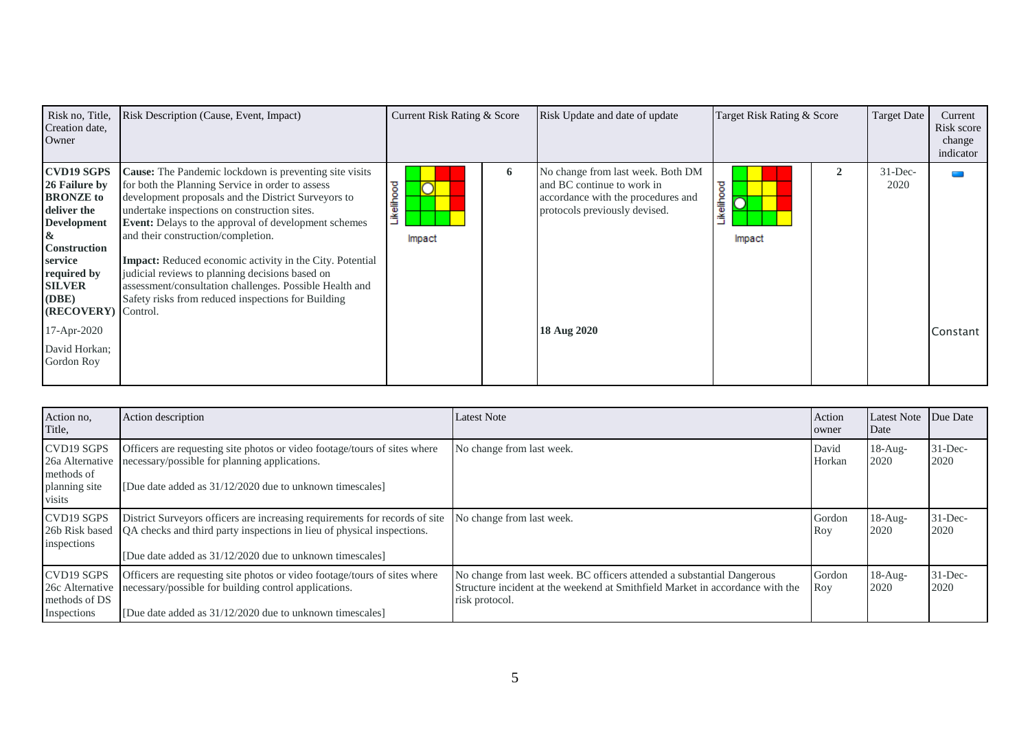| Risk no, Title, Creation date, Owner | Risk Description (Cause, Event, Impact) | Current Risk Rating & Score | | Risk Update and date of update | Target Risk Rating & Score | | Target Date | Current Risk score change indicator |
|---|---|---|---|---|---|---|---|---|
| **CVD19 SGPS 26 Failure by BRONZE to deliver the Development & Construction service required by SILVER (DBE) (RECOVERY)**<br><br>17-Apr-2020<br><br>David Horkan; Gordon Roy | **Cause:** The Pandemic lockdown is preventing site visits for both the Planning Service in order to assess development proposals and the District Surveyors to undertake inspections on construction sites.<br>**Event:** Delays to the approval of development schemes and their construction/completion.<br><br>**Impact:** Reduced economic activity in the City. Potential judicial reviews to planning decisions based on assessment/consultation challenges. Possible Health and Safety risks from reduced inspections for Building Control. | Likelihood / Impact | 6 | No change from last week. Both DM and BC continue to work in accordance with the procedures and protocols previously devised.<br><br>**18 Aug 2020** | Likelihood / Impact | 2 | 31-Dec-2020 | Constant |

| Action no, Title, | Action description | Latest Note | Action owner | Latest Note Date | Due Date |
|---|---|---|---|---|---|
| CVD19 SGPS 26a Alternative methods of planning site visits | Officers are requesting site photos or video footage/tours of sites where necessary/possible for planning applications.<br><br>[Due date added as 31/12/2020 due to unknown timescales] | No change from last week. | David Horkan | 18-Aug-2020 | 31-Dec-2020 |
| CVD19 SGPS 26b Risk based inspections | District Surveyors officers are increasing requirements for records of site QA checks and third party inspections in lieu of physical inspections.<br><br>[Due date added as 31/12/2020 due to unknown timescales] | No change from last week. | Gordon Roy | 18-Aug-2020 | 31-Dec-2020 |
| CVD19 SGPS 26c Alternative methods of DS Inspections | Officers are requesting site photos or video footage/tours of sites where necessary/possible for building control applications.<br><br>[Due date added as 31/12/2020 due to unknown timescales] | No change from last week. BC officers attended a substantial Dangerous Structure incident at the weekend at Smithfield Market in accordance with the risk protocol. | Gordon Roy | 18-Aug-2020 | 31-Dec-2020 |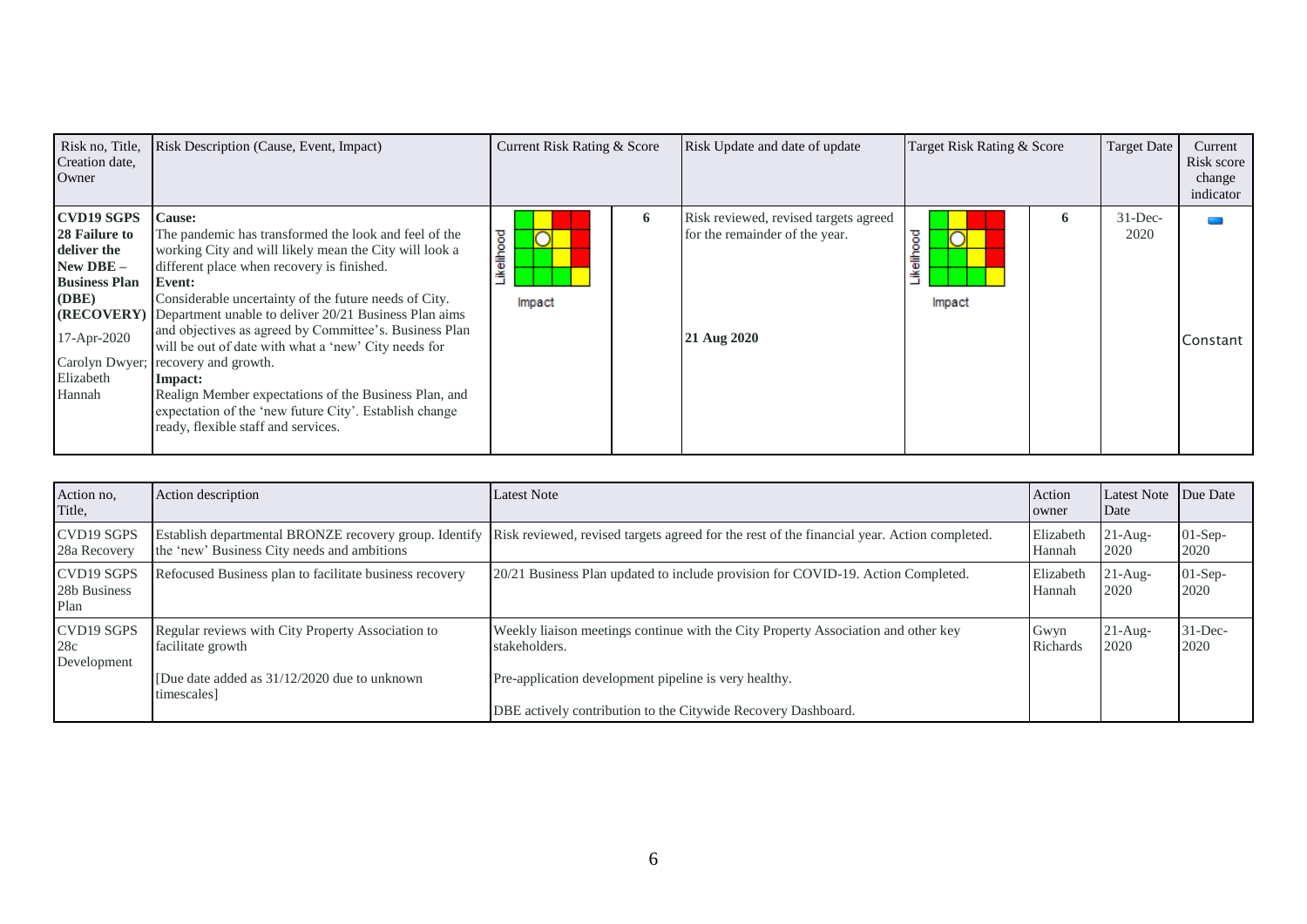| Risk no, Title, Creation date, Owner | Risk Description (Cause, Event, Impact) | Current Risk Rating & Score | | Risk Update and date of update | Target Risk Rating & Score | | Target Date | Current Risk score change indicator |
|---|---|---|---|---|---|---|---|---|
| **CVD19 SGPS 28 Failure to deliver the New DBE – Business Plan (DBE) (RECOVERY)** 17-Apr-2020 Carolyn Dwyer; Elizabeth Hannah | **Cause:** The pandemic has transformed the look and feel of the working City and will likely mean the City will look a different place when recovery is finished. **Event:** Considerable uncertainty of the future needs of City. Department unable to deliver 20/21 Business Plan aims and objectives as agreed by Committee's. Business Plan will be out of date with what a 'new' City needs for recovery and growth. **Impact:** Realign Member expectations of the Business Plan, and expectation of the 'new future City'. Establish change ready, flexible staff and services. | Likelihood / Impact | 6 | Risk reviewed, revised targets agreed for the remainder of the year. **21 Aug 2020** | Likelihood / Impact | 6 | 31-Dec-2020 | Constant |

| Action no, Title, | Action description | Latest Note | Action owner | Latest Note Date | Due Date |
|---|---|---|---|---|---|
| CVD19 SGPS 28a Recovery | Establish departmental BRONZE recovery group. Identify the 'new' Business City needs and ambitions | Risk reviewed, revised targets agreed for the rest of the financial year. Action completed. | Elizabeth Hannah | 21-Aug-2020 | 01-Sep-2020 |
| CVD19 SGPS 28b Business Plan | Refocused Business plan to facilitate business recovery | 20/21 Business Plan updated to include provision for COVID-19. Action Completed. | Elizabeth Hannah | 21-Aug-2020 | 01-Sep-2020 |
| CVD19 SGPS 28c Development | Regular reviews with City Property Association to facilitate growth [Due date added as 31/12/2020 due to unknown timescales] | Weekly liaison meetings continue with the City Property Association and other key stakeholders. Pre-application development pipeline is very healthy. DBE actively contribution to the Citywide Recovery Dashboard. | Gwyn Richards | 21-Aug-2020 | 31-Dec-2020 |